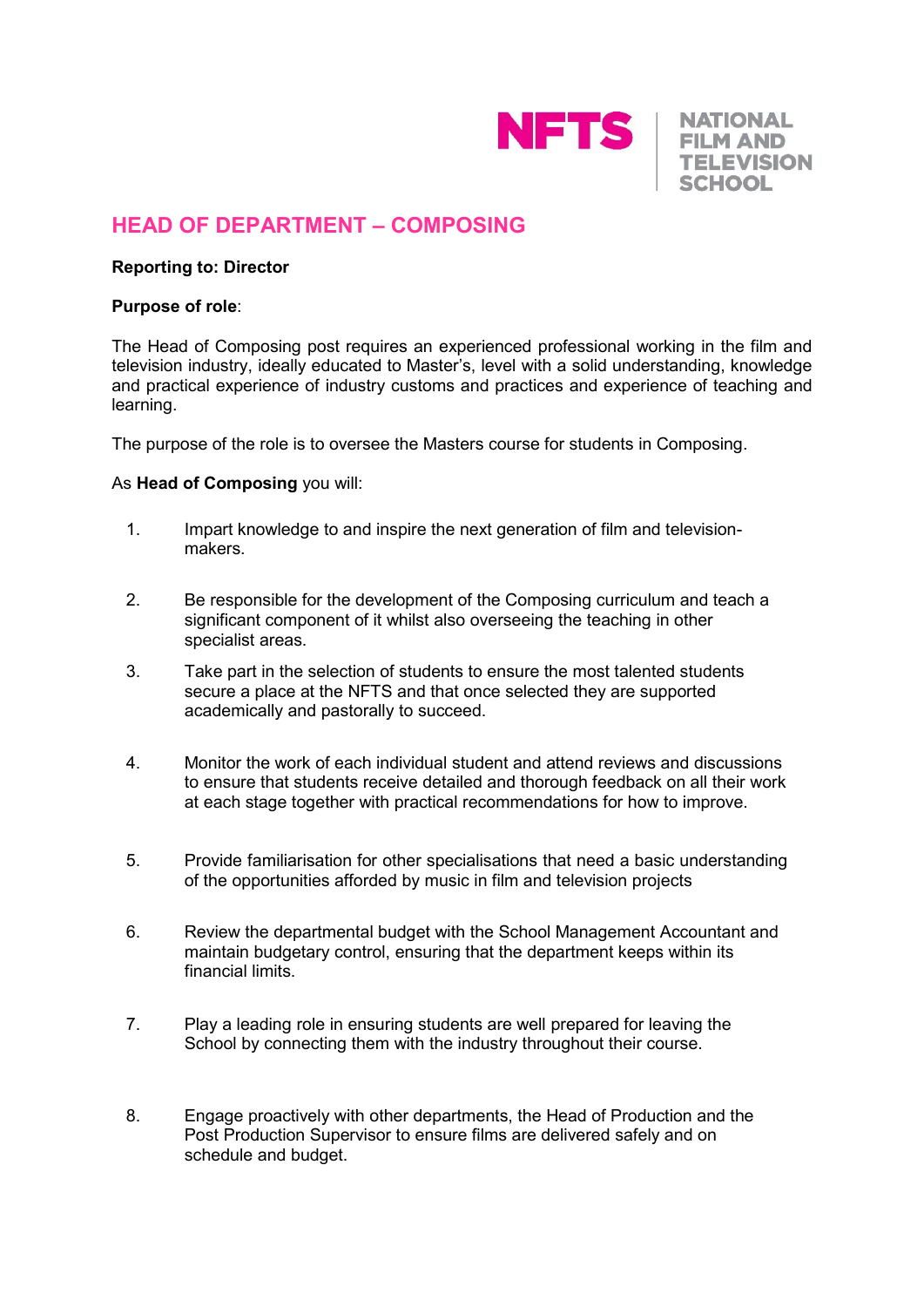NFTS | NATIONAL FILM AND TELEVISION SCHOOL

# HEAD OF DEPARTMENT – COMPOSING

**Reporting to: Director**

**Purpose of role**:

The Head of Composing post requires an experienced professional working in the film and television industry, ideally educated to Master's, level with a solid understanding, knowledge and practical experience of industry customs and practices and experience of teaching and learning.

The purpose of the role is to oversee the Masters course for students in Composing.

As **Head of Composing** you will:

1. Impart knowledge to and inspire the next generation of film and television-makers.

2. Be responsible for the development of the Composing curriculum and teach a significant component of it whilst also overseeing the teaching in other specialist areas.

3. Take part in the selection of students to ensure the most talented students secure a place at the NFTS and that once selected they are supported academically and pastorally to succeed.

4. Monitor the work of each individual student and attend reviews and discussions to ensure that students receive detailed and thorough feedback on all their work at each stage together with practical recommendations for how to improve.

5. Provide familiarisation for other specialisations that need a basic understanding of the opportunities afforded by music in film and television projects

6. Review the departmental budget with the School Management Accountant and maintain budgetary control, ensuring that the department keeps within its financial limits.

7. Play a leading role in ensuring students are well prepared for leaving the School by connecting them with the industry throughout their course.

8. Engage proactively with other departments, the Head of Production and the Post Production Supervisor to ensure films are delivered safely and on schedule and budget.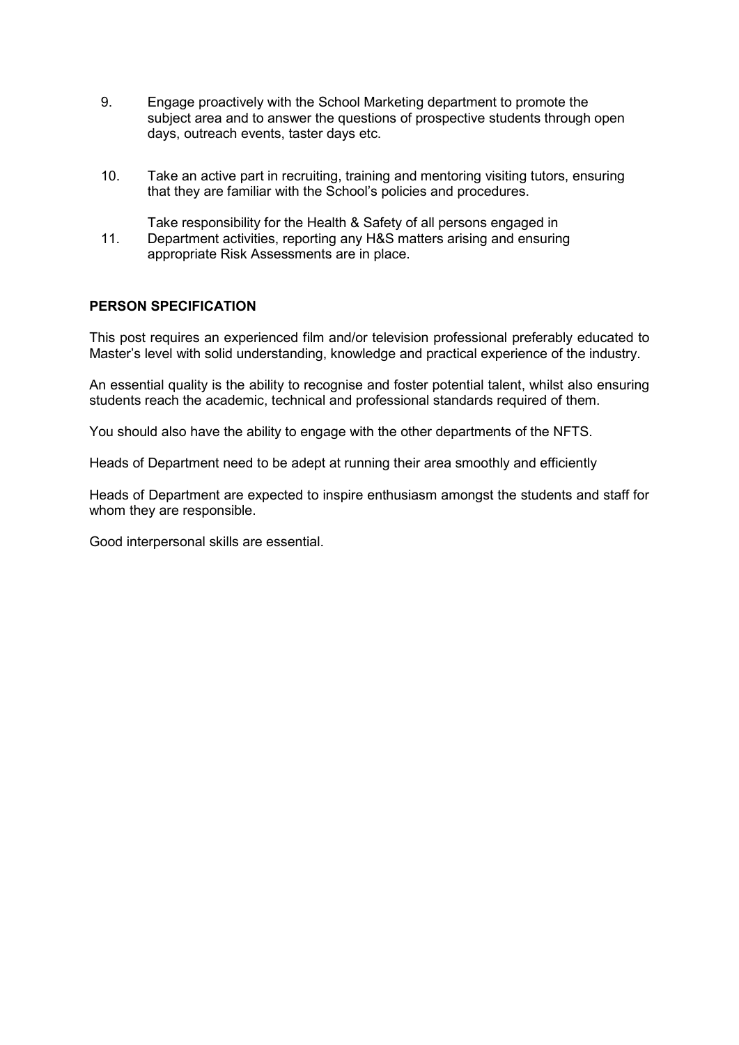9. Engage proactively with the School Marketing department to promote the subject area and to answer the questions of prospective students through open days, outreach events, taster days etc.

10. Take an active part in recruiting, training and mentoring visiting tutors, ensuring that they are familiar with the School's policies and procedures.

11. Take responsibility for the Health & Safety of all persons engaged in Department activities, reporting any H&S matters arising and ensuring appropriate Risk Assessments are in place.

**PERSON SPECIFICATION**

This post requires an experienced film and/or television professional preferably educated to Master's level with solid understanding, knowledge and practical experience of the industry.

An essential quality is the ability to recognise and foster potential talent, whilst also ensuring students reach the academic, technical and professional standards required of them.

You should also have the ability to engage with the other departments of the NFTS.

Heads of Department need to be adept at running their area smoothly and efficiently

Heads of Department are expected to inspire enthusiasm amongst the students and staff for whom they are responsible.

Good interpersonal skills are essential.